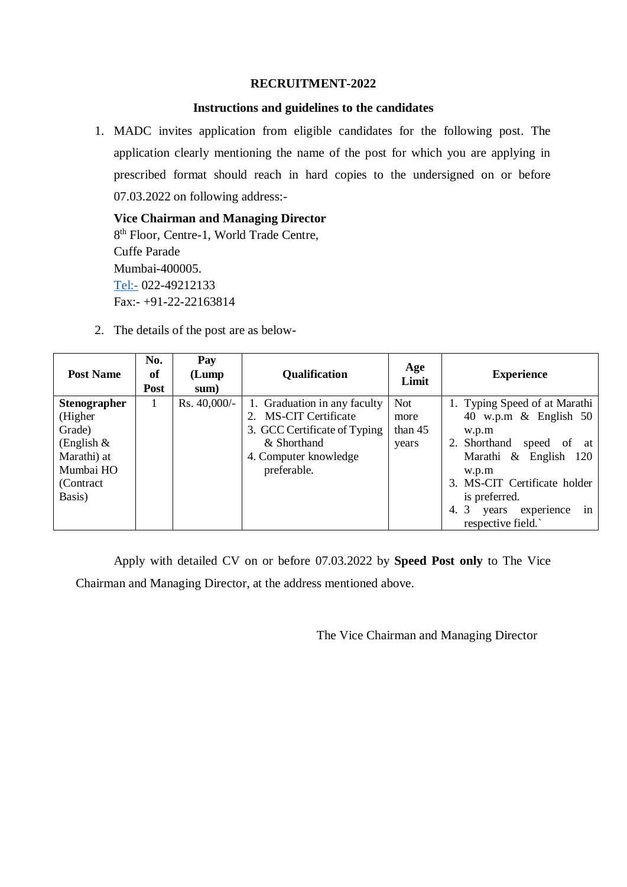# RECRUITMENT-2022

## Instructions and guidelines to the candidates

1. MADC invites application from eligible candidates for the following post. The application clearly mentioning the name of the post for which you are applying in prescribed format should reach in hard copies to the undersigned on or before 07.03.2022 on following address:-

   **Vice Chairman and Managing Director**
   8th Floor, Centre-1, World Trade Centre,
   Cuffe Parade
   Mumbai-400005.
   Tel:- 022-49212133
   Fax:- +91-22-22163814

2. The details of the post are as below-

| Post Name | No. of Post | Pay (Lump sum) | Qualification | Age Limit | Experience |
|---|---|---|---|---|---|
| **Stenographer** (Higher Grade) (English & Marathi) at Mumbai HO (Contract Basis) | 1 | Rs. 40,000/- | 1. Graduation in any faculty<br>2. MS-CIT Certificate<br>3. GCC Certificate of Typing & Shorthand<br>4. Computer knowledge preferable. | Not more than 45 years | 1. Typing Speed of at Marathi 40 w.p.m & English 50 w.p.m<br>2. Shorthand speed of at Marathi & English 120 w.p.m<br>3. MS-CIT Certificate holder is preferred.<br>4. 3 years experience in respective field.` |

Apply with detailed CV on or before 07.03.2022 by **Speed Post only** to The Vice Chairman and Managing Director, at the address mentioned above.

The Vice Chairman and Managing Director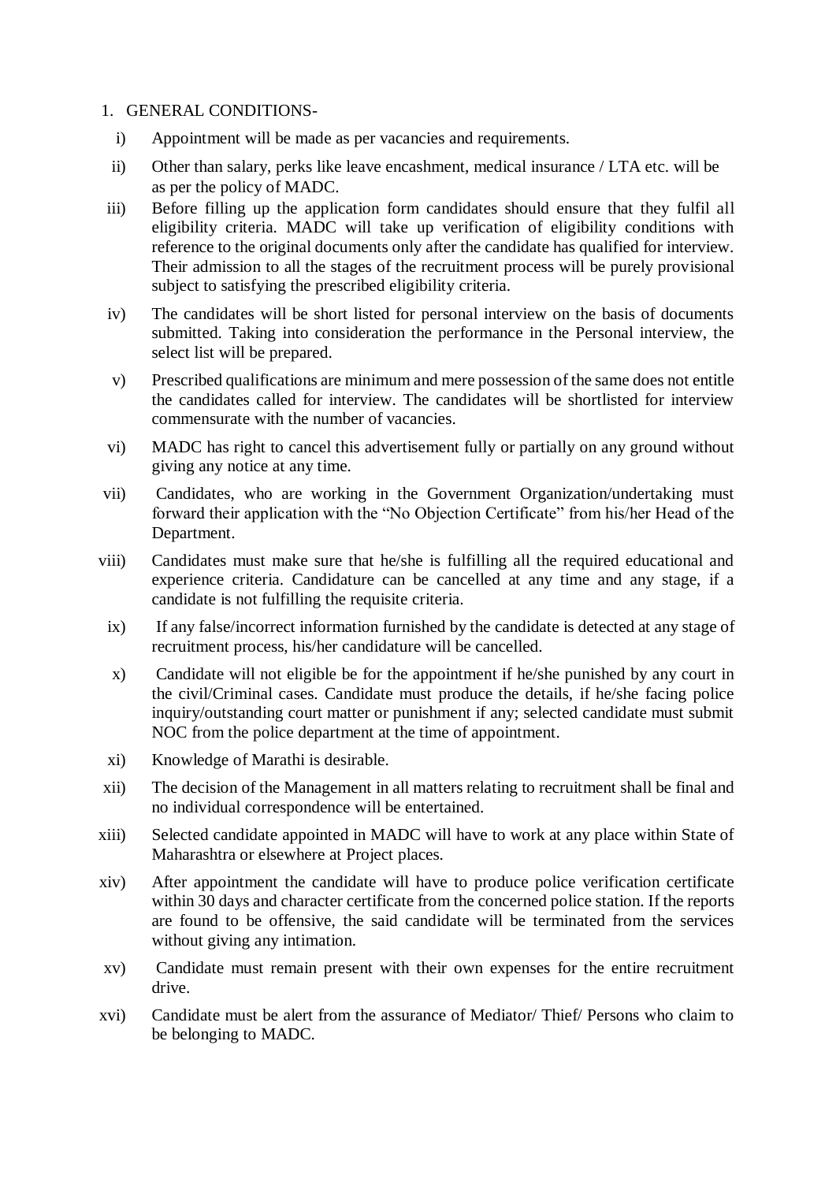1. GENERAL CONDITIONS-

   i) Appointment will be made as per vacancies and requirements.

   ii) Other than salary, perks like leave encashment, medical insurance / LTA etc. will be as per the policy of MADC.

   iii) Before filling up the application form candidates should ensure that they fulfil all eligibility criteria. MADC will take up verification of eligibility conditions with reference to the original documents only after the candidate has qualified for interview. Their admission to all the stages of the recruitment process will be purely provisional subject to satisfying the prescribed eligibility criteria.

   iv) The candidates will be short listed for personal interview on the basis of documents submitted. Taking into consideration the performance in the Personal interview, the select list will be prepared.

   v) Prescribed qualifications are minimum and mere possession of the same does not entitle the candidates called for interview. The candidates will be shortlisted for interview commensurate with the number of vacancies.

   vi) MADC has right to cancel this advertisement fully or partially on any ground without giving any notice at any time.

   vii) Candidates, who are working in the Government Organization/undertaking must forward their application with the "No Objection Certificate" from his/her Head of the Department.

   viii) Candidates must make sure that he/she is fulfilling all the required educational and experience criteria. Candidature can be cancelled at any time and any stage, if a candidate is not fulfilling the requisite criteria.

   ix) If any false/incorrect information furnished by the candidate is detected at any stage of recruitment process, his/her candidature will be cancelled.

   x) Candidate will not eligible be for the appointment if he/she punished by any court in the civil/Criminal cases. Candidate must produce the details, if he/she facing police inquiry/outstanding court matter or punishment if any; selected candidate must submit NOC from the police department at the time of appointment.

   xi) Knowledge of Marathi is desirable.

   xii) The decision of the Management in all matters relating to recruitment shall be final and no individual correspondence will be entertained.

   xiii) Selected candidate appointed in MADC will have to work at any place within State of Maharashtra or elsewhere at Project places.

   xiv) After appointment the candidate will have to produce police verification certificate within 30 days and character certificate from the concerned police station. If the reports are found to be offensive, the said candidate will be terminated from the services without giving any intimation.

   xv) Candidate must remain present with their own expenses for the entire recruitment drive.

   xvi) Candidate must be alert from the assurance of Mediator/ Thief/ Persons who claim to be belonging to MADC.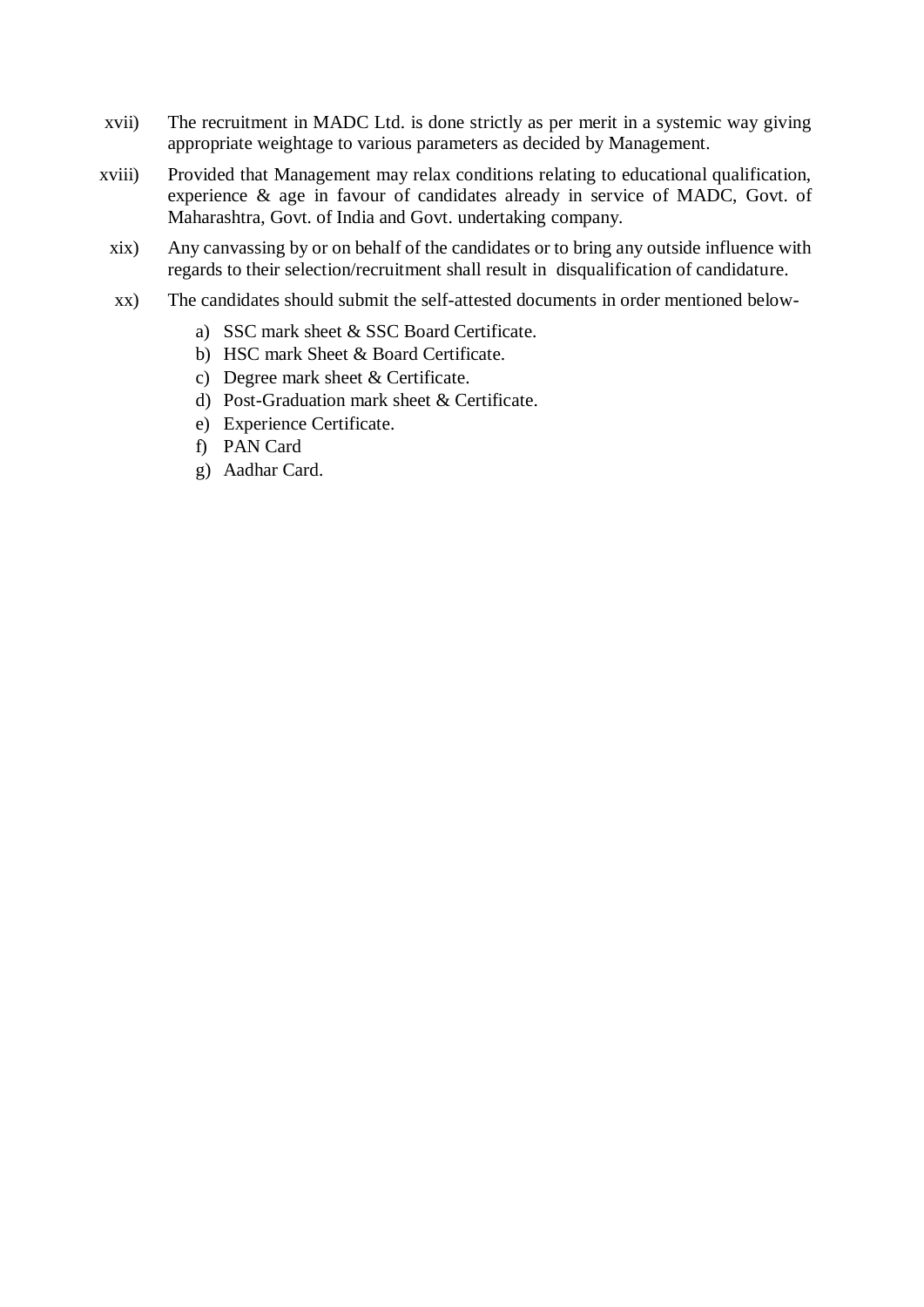xvii) The recruitment in MADC Ltd. is done strictly as per merit in a systemic way giving appropriate weightage to various parameters as decided by Management.

xviii) Provided that Management may relax conditions relating to educational qualification, experience & age in favour of candidates already in service of MADC, Govt. of Maharashtra, Govt. of India and Govt. undertaking company.

xix) Any canvassing by or on behalf of the candidates or to bring any outside influence with regards to their selection/recruitment shall result in disqualification of candidature.

xx) The candidates should submit the self-attested documents in order mentioned below-

   a) SSC mark sheet & SSC Board Certificate.
   b) HSC mark Sheet & Board Certificate.
   c) Degree mark sheet & Certificate.
   d) Post-Graduation mark sheet & Certificate.
   e) Experience Certificate.
   f) PAN Card
   g) Aadhar Card.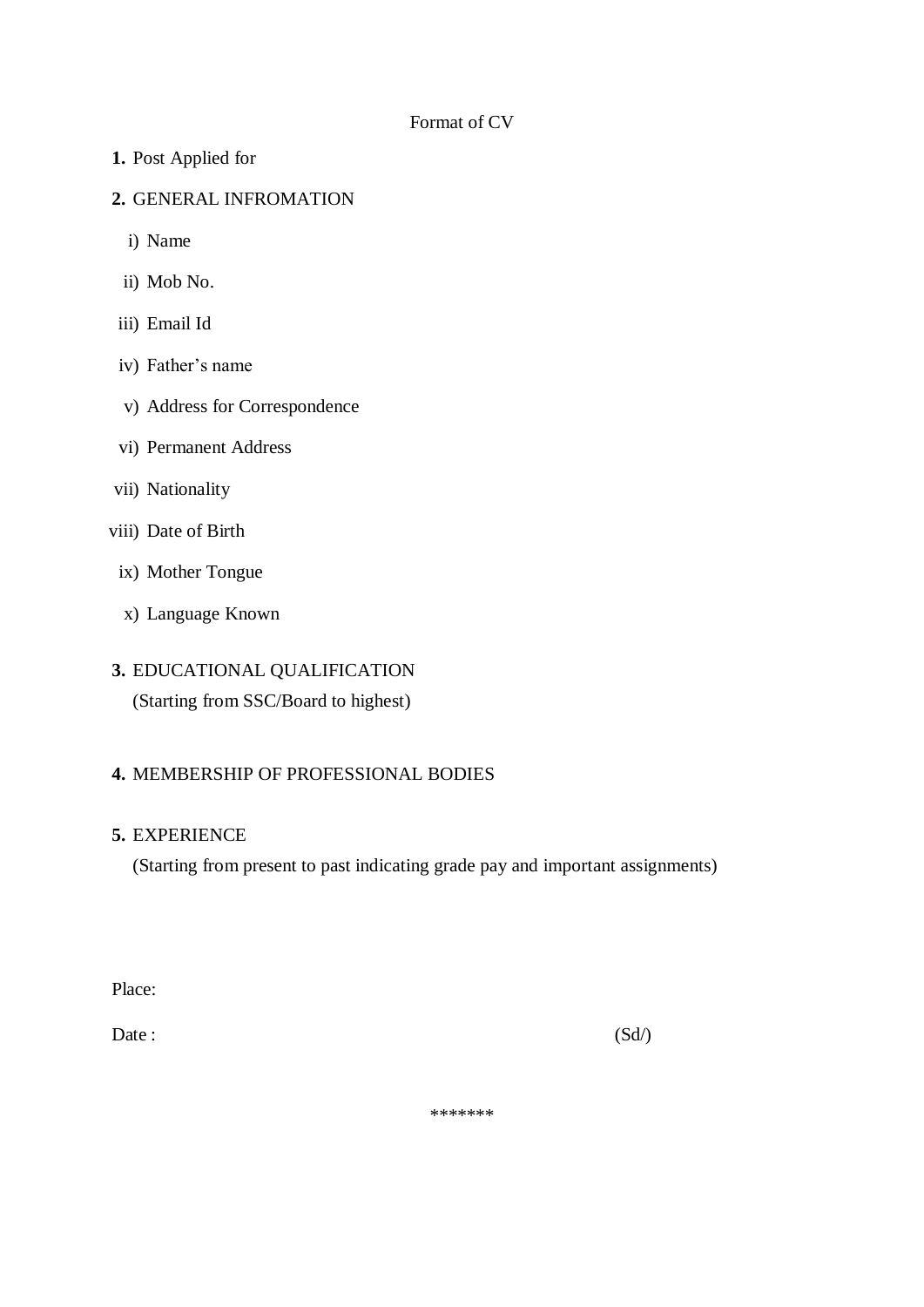# Format of CV

**1.** Post Applied for

**2.** GENERAL INFROMATION

i) Name

ii) Mob No.

iii) Email Id

iv) Father's name

v) Address for Correspondence

vi) Permanent Address

vii) Nationality

viii) Date of Birth

ix) Mother Tongue

x) Language Known

**3.** EDUCATIONAL QUALIFICATION
(Starting from SSC/Board to highest)

**4.** MEMBERSHIP OF PROFESSIONAL BODIES

**5.** EXPERIENCE
(Starting from present to past indicating grade pay and important assignments)

Place:

Date : (Sd/)

*******